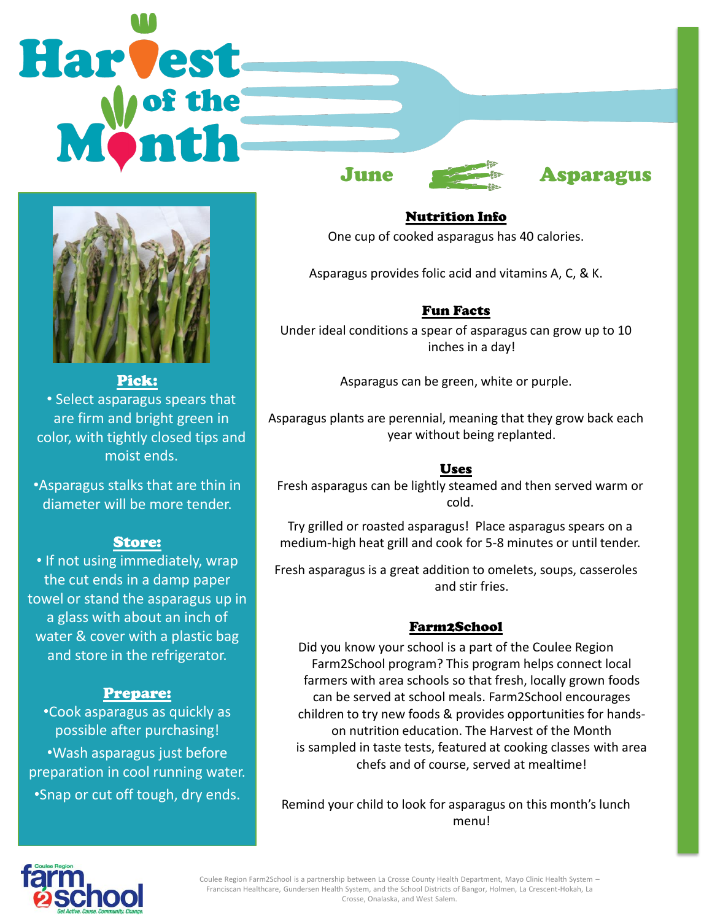# Harvest of the Month

## June — Asparagus

### Pick:

- Select asparagus spears that are firm and bright green in color, with tightly closed tips and moist ends.
- Asparagus stalks that are thin in diameter will be more tender.

### Store:

- If not using immediately, wrap the cut ends in a damp paper towel or stand the asparagus up in a glass with about an inch of water & cover with a plastic bag and store in the refrigerator.

### Prepare:

- Cook asparagus as quickly as possible after purchasing!
- Wash asparagus just before preparation in cool running water.
- Snap or cut off tough, dry ends.

### Nutrition Info

One cup of cooked asparagus has 40 calories.

Asparagus provides folic acid and vitamins A, C, & K.

### Fun Facts

Under ideal conditions a spear of asparagus can grow up to 10 inches in a day!

Asparagus can be green, white or purple.

Asparagus plants are perennial, meaning that they grow back each year without being replanted.

### Uses

Fresh asparagus can be lightly steamed and then served warm or cold.

Try grilled or roasted asparagus! Place asparagus spears on a medium-high heat grill and cook for 5-8 minutes or until tender.

Fresh asparagus is a great addition to omelets, soups, casseroles and stir fries.

### Farm2School

Did you know your school is a part of the Coulee Region Farm2School program? This program helps connect local farmers with area schools so that fresh, locally grown foods can be served at school meals. Farm2School encourages children to try new foods & provides opportunities for hands-on nutrition education. The Harvest of the Month is sampled in taste tests, featured at cooking classes with area chefs and of course, served at mealtime!

Remind your child to look for asparagus on this month's lunch menu!

Coulee Region farm2school — Get Active. Cause. Community. Change.

Coulee Region Farm2School is a partnership between La Crosse County Health Department, Mayo Clinic Health System – Franciscan Healthcare, Gundersen Health System, and the School Districts of Bangor, Holmen, La Crescent-Hokah, La Crosse, Onalaska, and West Salem.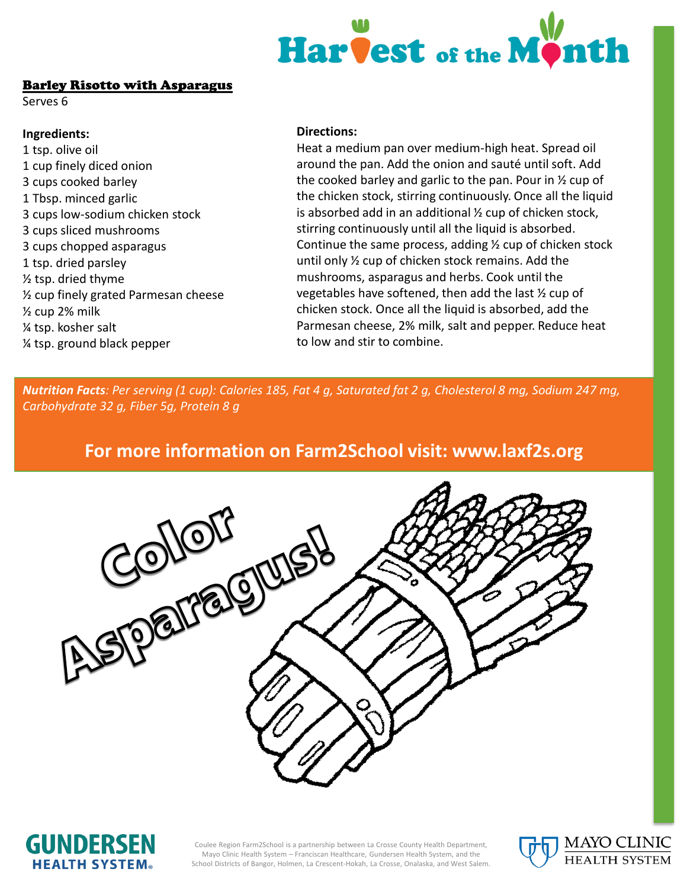# Harvest of the Month

## Barley Risotto with Asparagus

Serves 6

**Ingredients:**

1 tsp. olive oil
1 cup finely diced onion
3 cups cooked barley
1 Tbsp. minced garlic
3 cups low-sodium chicken stock
3 cups sliced mushrooms
3 cups chopped asparagus
1 tsp. dried parsley
½ tsp. dried thyme
½ cup finely grated Parmesan cheese
½ cup 2% milk
¼ tsp. kosher salt
¼ tsp. ground black pepper

**Directions:**

Heat a medium pan over medium-high heat. Spread oil around the pan. Add the onion and sauté until soft. Add the cooked barley and garlic to the pan. Pour in ½ cup of the chicken stock, stirring continuously. Once all the liquid is absorbed add in an additional ½ cup of chicken stock, stirring continuously until all the liquid is absorbed. Continue the same process, adding ½ cup of chicken stock until only ½ cup of chicken stock remains. Add the mushrooms, asparagus and herbs. Cook until the vegetables have softened, then add the last ½ cup of chicken stock. Once all the liquid is absorbed, add the Parmesan cheese, 2% milk, salt and pepper. Reduce heat to low and stir to combine.

***Nutrition Facts**: Per serving (1 cup): Calories 185, Fat 4 g, Saturated fat 2 g, Cholesterol 8 mg, Sodium 247 mg, Carbohydrate 32 g, Fiber 5g, Protein 8 g*

**For more information on Farm2School visit: www.laxf2s.org**

Color Asparagus!

GUNDERSEN HEALTH SYSTEM

Coulee Region Farm2School is a partnership between La Crosse County Health Department, Mayo Clinic Health System – Franciscan Healthcare, Gundersen Health System, and the School Districts of Bangor, Holmen, La Crescent-Hokah, La Crosse, Onalaska, and West Salem.

MAYO CLINIC HEALTH SYSTEM